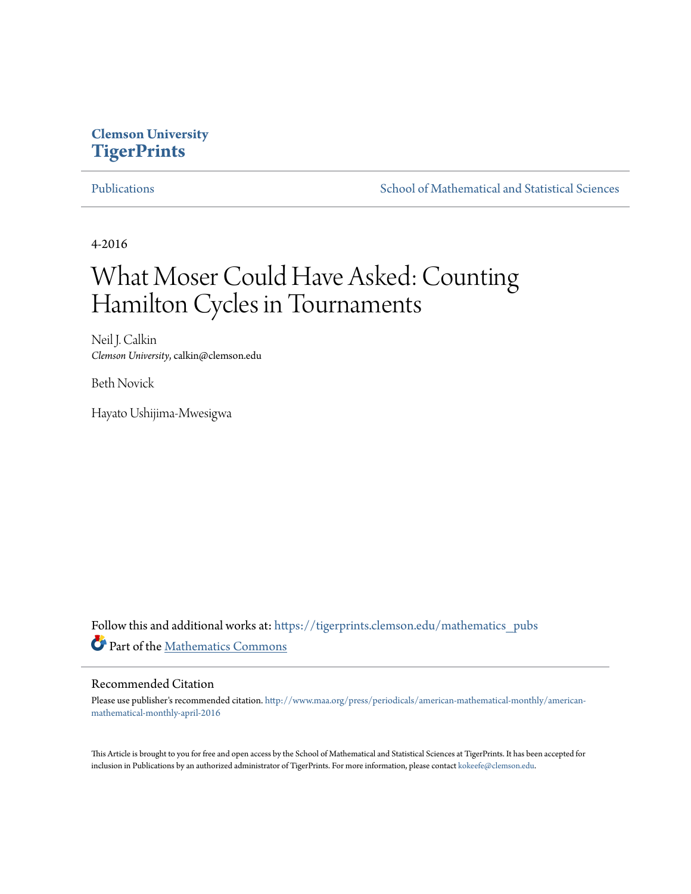**Clemson University**
**TigerPrints**

Publications | School of Mathematical and Statistical Sciences

4-2016

# What Moser Could Have Asked: Counting Hamilton Cycles in Tournaments

Neil J. Calkin
*Clemson University*, calkin@clemson.edu

Beth Novick

Hayato Ushijima-Mwesigwa

Follow this and additional works at: https://tigerprints.clemson.edu/mathematics_pubs

Part of the Mathematics Commons

## Recommended Citation

Please use publisher's recommended citation. http://www.maa.org/press/periodicals/american-mathematical-monthly/american-mathematical-monthly-april-2016

This Article is brought to you for free and open access by the School of Mathematical and Statistical Sciences at TigerPrints. It has been accepted for inclusion in Publications by an authorized administrator of TigerPrints. For more information, please contact kokeefe@clemson.edu.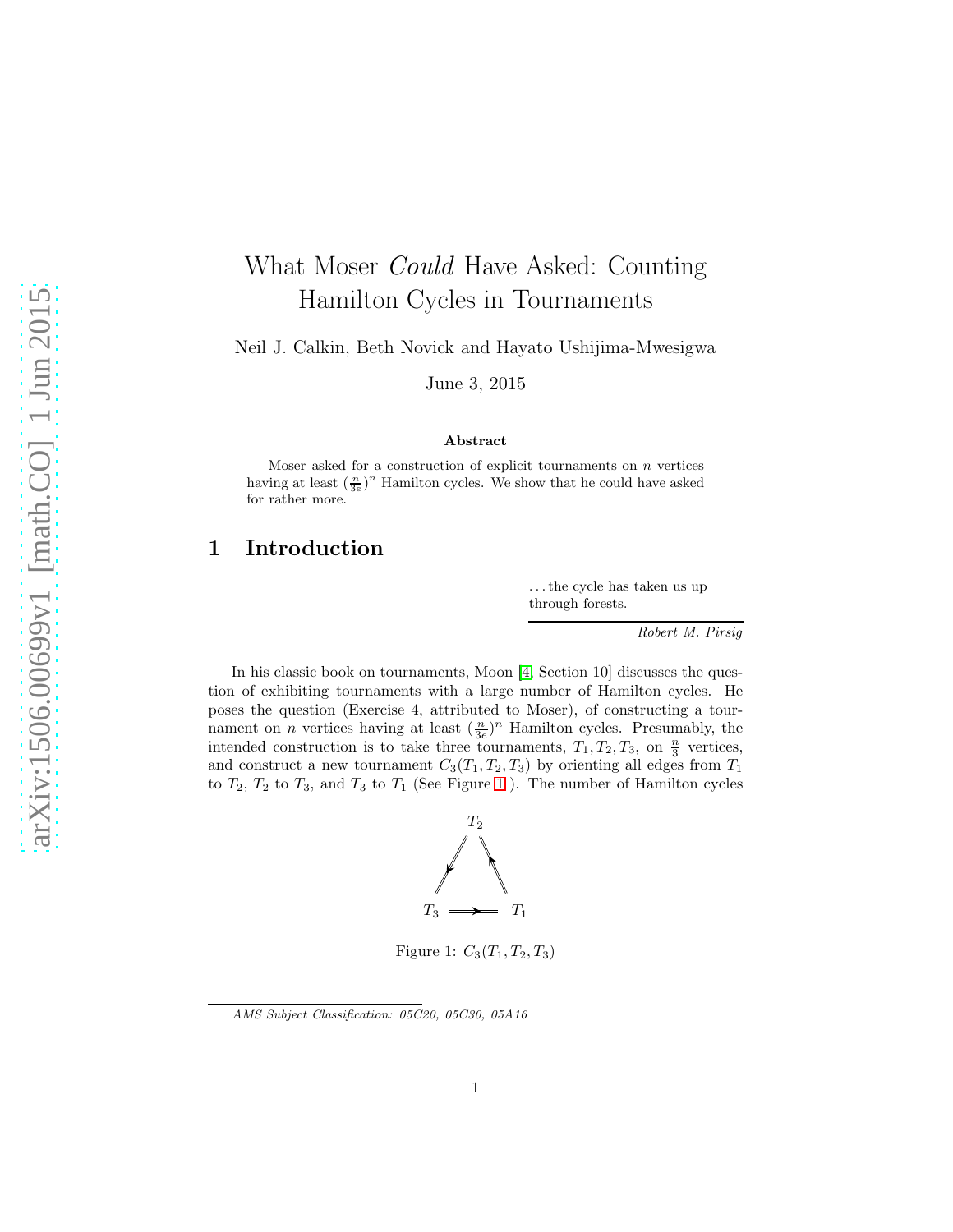# What Moser *Could* Have Asked: Counting Hamilton Cycles in Tournaments

Neil J. Calkin, Beth Novick and Hayato Ushijima-Mwesigwa

June 3, 2015

### Abstract

Moser asked for a construction of explicit tournaments on $n$ vertices having at least $(\frac{n}{3e})^n$ Hamilton cycles. We show that he could have asked for rather more.

## 1 Introduction

> ...the cycle has taken us up through forests.
>
> *Robert M. Pirsig*

In his classic book on tournaments, Moon [4, Section 10] discusses the question of exhibiting tournaments with a large number of Hamilton cycles. He poses the question (Exercise 4, attributed to Moser), of constructing a tournament on $n$ vertices having at least $(\frac{n}{3e})^n$ Hamilton cycles. Presumably, the intended construction is to take three tournaments, $T_1, T_2, T_3$, on $\frac{n}{3}$ vertices, and construct a new tournament $C_3(T_1, T_2, T_3)$ by orienting all edges from $T_1$ to $T_2$, $T_2$ to $T_3$, and $T_3$ to $T_1$ (See Figure 1 ). The number of Hamilton cycles

Figure 1: $C_3(T_1, T_2, T_3)$

*AMS Subject Classification: 05C20, 05C30, 05A16*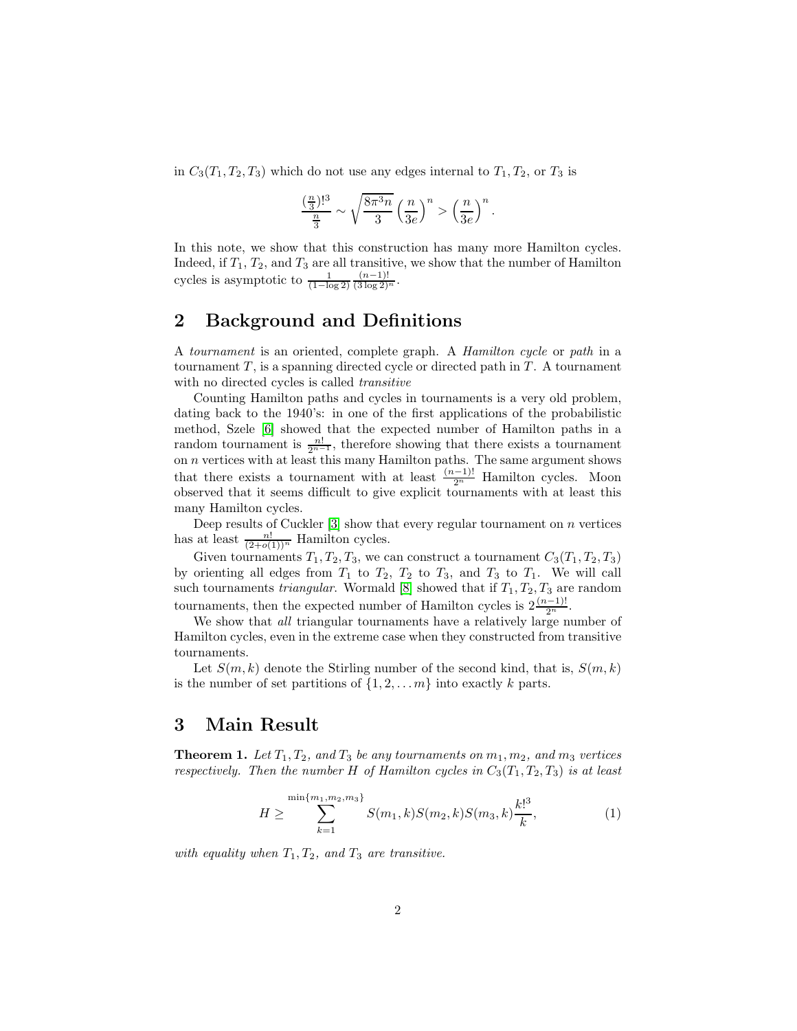in $C_3(T_1, T_2, T_3)$ which do not use any edges internal to $T_1, T_2$, or $T_3$ is

$$\frac{(\frac{n}{3})!^3}{\frac{n}{3}} \sim \sqrt{\frac{8\pi^3 n}{3}} \left(\frac{n}{3e}\right)^n > \left(\frac{n}{3e}\right)^n.$$

In this note, we show that this construction has many more Hamilton cycles. Indeed, if $T_1$, $T_2$, and $T_3$ are all transitive, we show that the number of Hamilton cycles is asymptotic to $\frac{1}{(1-\log 2)} \frac{(n-1)!}{(3\log 2)^n}$.

## 2 Background and Definitions

A *tournament* is an oriented, complete graph. A *Hamilton cycle* or *path* in a tournament $T$, is a spanning directed cycle or directed path in $T$. A tournament with no directed cycles is called *transitive*

Counting Hamilton paths and cycles in tournaments is a very old problem, dating back to the 1940's: in one of the first applications of the probabilistic method, Szele [6] showed that the expected number of Hamilton paths in a random tournament is $\frac{n!}{2^{n-1}}$, therefore showing that there exists a tournament on $n$ vertices with at least this many Hamilton paths. The same argument shows that there exists a tournament with at least $\frac{(n-1)!}{2^n}$ Hamilton cycles. Moon observed that it seems difficult to give explicit tournaments with at least this many Hamilton cycles.

Deep results of Cuckler [3] show that every regular tournament on $n$ vertices has at least $\frac{n!}{(2+o(1))^n}$ Hamilton cycles.

Given tournaments $T_1, T_2, T_3$, we can construct a tournament $C_3(T_1, T_2, T_3)$ by orienting all edges from $T_1$ to $T_2$, $T_2$ to $T_3$, and $T_3$ to $T_1$. We will call such tournaments *triangular*. Wormald [8] showed that if $T_1, T_2, T_3$ are random tournaments, then the expected number of Hamilton cycles is $2\frac{(n-1)!}{2^n}$.

We show that *all* triangular tournaments have a relatively large number of Hamilton cycles, even in the extreme case when they constructed from transitive tournaments.

Let $S(m, k)$ denote the Stirling number of the second kind, that is, $S(m, k)$ is the number of set partitions of $\{1, 2, \ldots m\}$ into exactly $k$ parts.

## 3 Main Result

**Theorem 1.** *Let $T_1, T_2$, and $T_3$ be any tournaments on $m_1$, $m_2$, and $m_3$ vertices respectively. Then the number $H$ of Hamilton cycles in $C_3(T_1, T_2, T_3)$ is at least*

$$H \geq \sum_{k=1}^{\min\{m_1, m_2, m_3\}} S(m_1, k) S(m_2, k) S(m_3, k) \frac{k!^3}{k}, \tag{1}$$

*with equality when $T_1, T_2$, and $T_3$ are transitive.*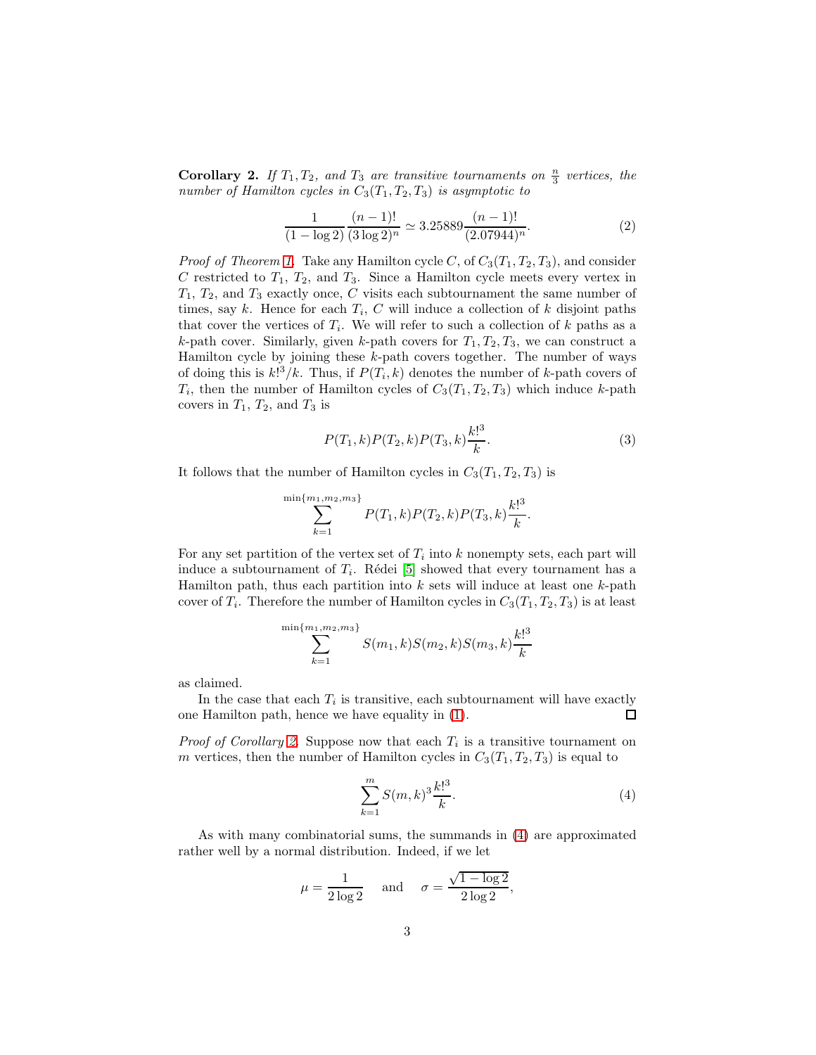**Corollary 2.** *If $T_1, T_2$, and $T_3$ are transitive tournaments on $\frac{n}{3}$ vertices, the number of Hamilton cycles in $C_3(T_1, T_2, T_3)$ is asymptotic to*

$$\frac{1}{(1-\log 2)} \frac{(n-1)!}{(3\log 2)^n} \simeq 3.25889 \frac{(n-1)!}{(2.07944)^n}. \tag{2}$$

*Proof of Theorem 1.* Take any Hamilton cycle $C$, of $C_3(T_1, T_2, T_3)$, and consider $C$ restricted to $T_1$, $T_2$, and $T_3$. Since a Hamilton cycle meets every vertex in $T_1$, $T_2$, and $T_3$ exactly once, $C$ visits each subtournament the same number of times, say $k$. Hence for each $T_i$, $C$ will induce a collection of $k$ disjoint paths that cover the vertices of $T_i$. We will refer to such a collection of $k$ paths as a $k$-path cover. Similarly, given $k$-path covers for $T_1, T_2, T_3$, we can construct a Hamilton cycle by joining these $k$-path covers together. The number of ways of doing this is $k!^3/k$. Thus, if $P(T_i, k)$ denotes the number of $k$-path covers of $T_i$, then the number of Hamilton cycles of $C_3(T_1, T_2, T_3)$ which induce $k$-path covers in $T_1$, $T_2$, and $T_3$ is

$$P(T_1, k)P(T_2, k)P(T_3, k)\frac{k!^3}{k}. \tag{3}$$

It follows that the number of Hamilton cycles in $C_3(T_1, T_2, T_3)$ is

$$\sum_{k=1}^{\min\{m_1, m_2, m_3\}} P(T_1, k)P(T_2, k)P(T_3, k)\frac{k!^3}{k}.$$

For any set partition of the vertex set of $T_i$ into $k$ nonempty sets, each part will induce a subtournament of $T_i$. Rédei [5] showed that every tournament has a Hamilton path, thus each partition into $k$ sets will induce at least one $k$-path cover of $T_i$. Therefore the number of Hamilton cycles in $C_3(T_1, T_2, T_3)$ is at least

$$\sum_{k=1}^{\min\{m_1, m_2, m_3\}} S(m_1, k)S(m_2, k)S(m_3, k)\frac{k!^3}{k}$$

as claimed.

In the case that each $T_i$ is transitive, each subtournament will have exactly one Hamilton path, hence we have equality in (1). $\square$

*Proof of Corollary 2.* Suppose now that each $T_i$ is a transitive tournament on $m$ vertices, then the number of Hamilton cycles in $C_3(T_1, T_2, T_3)$ is equal to

$$\sum_{k=1}^{m} S(m, k)^3 \frac{k!^3}{k}. \tag{4}$$

As with many combinatorial sums, the summands in (4) are approximated rather well by a normal distribution. Indeed, if we let

$$\mu = \frac{1}{2\log 2} \quad \text{and} \quad \sigma = \frac{\sqrt{1-\log 2}}{2\log 2},$$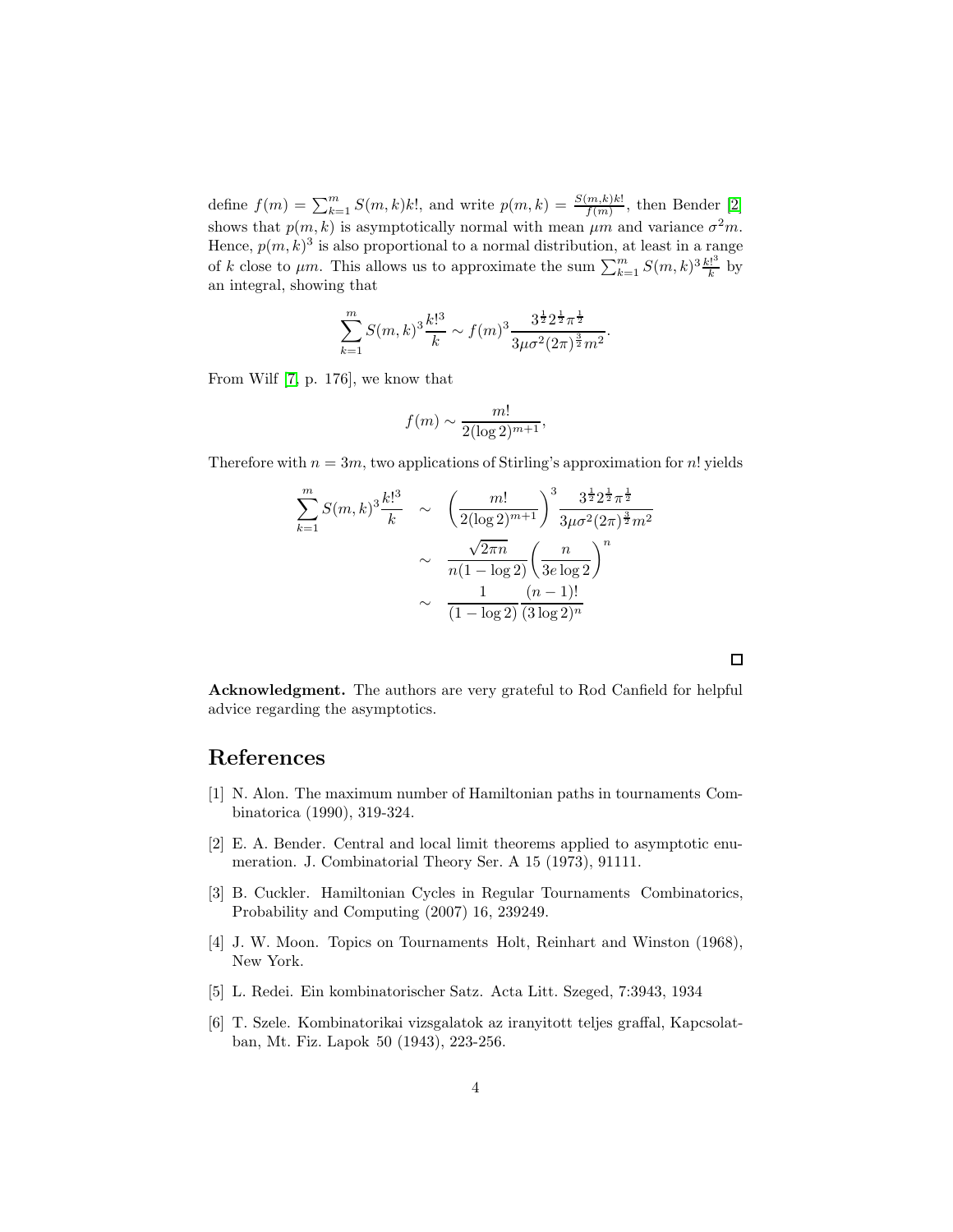define $f(m) = \sum_{k=1}^{m} S(m,k)k!$, and write $p(m,k) = \frac{S(m,k)k!}{f(m)}$, then Bender [2] shows that $p(m,k)$ is asymptotically normal with mean $\mu m$ and variance $\sigma^2 m$. Hence, $p(m,k)^3$ is also proportional to a normal distribution, at least in a range of $k$ close to $\mu m$. This allows us to approximate the sum $\sum_{k=1}^{m} S(m,k)^3 \frac{k!^3}{k}$ by an integral, showing that

$$\sum_{k=1}^{m} S(m,k)^3 \frac{k!^3}{k} \sim f(m)^3 \frac{3^{\frac{1}{2}} 2^{\frac{1}{2}} \pi^{\frac{1}{2}}}{3\mu\sigma^2 (2\pi)^{\frac{3}{2}} m^2}.$$

From Wilf [7, p. 176], we know that

$$f(m) \sim \frac{m!}{2(\log 2)^{m+1}},$$

Therefore with $n = 3m$, two applications of Stirling's approximation for $n!$ yields

$$\begin{aligned}
\sum_{k=1}^{m} S(m,k)^3 \frac{k!^3}{k} &\sim \left(\frac{m!}{2(\log 2)^{m+1}}\right)^3 \frac{3^{\frac{1}{2}} 2^{\frac{1}{2}} \pi^{\frac{1}{2}}}{3\mu\sigma^2 (2\pi)^{\frac{3}{2}} m^2} \\
&\sim \frac{\sqrt{2\pi n}}{n(1-\log 2)} \left(\frac{n}{3e\log 2}\right)^n \\
&\sim \frac{1}{(1-\log 2)} \frac{(n-1)!}{(3\log 2)^n}
\end{aligned}$$

□

**Acknowledgment.** The authors are very grateful to Rod Canfield for helpful advice regarding the asymptotics.

# References

[1] N. Alon. The maximum number of Hamiltonian paths in tournaments Combinatorica (1990), 319-324.

[2] E. A. Bender. Central and local limit theorems applied to asymptotic enumeration. J. Combinatorial Theory Ser. A 15 (1973), 91111.

[3] B. Cuckler. Hamiltonian Cycles in Regular Tournaments Combinatorics, Probability and Computing (2007) 16, 239249.

[4] J. W. Moon. Topics on Tournaments Holt, Reinhart and Winston (1968), New York.

[5] L. Redei. Ein kombinatorischer Satz. Acta Litt. Szeged, 7:3943, 1934

[6] T. Szele. Kombinatorikai vizsgalatok az iranyitott teljes graffal, Kapcsolatban, Mt. Fiz. Lapok 50 (1943), 223-256.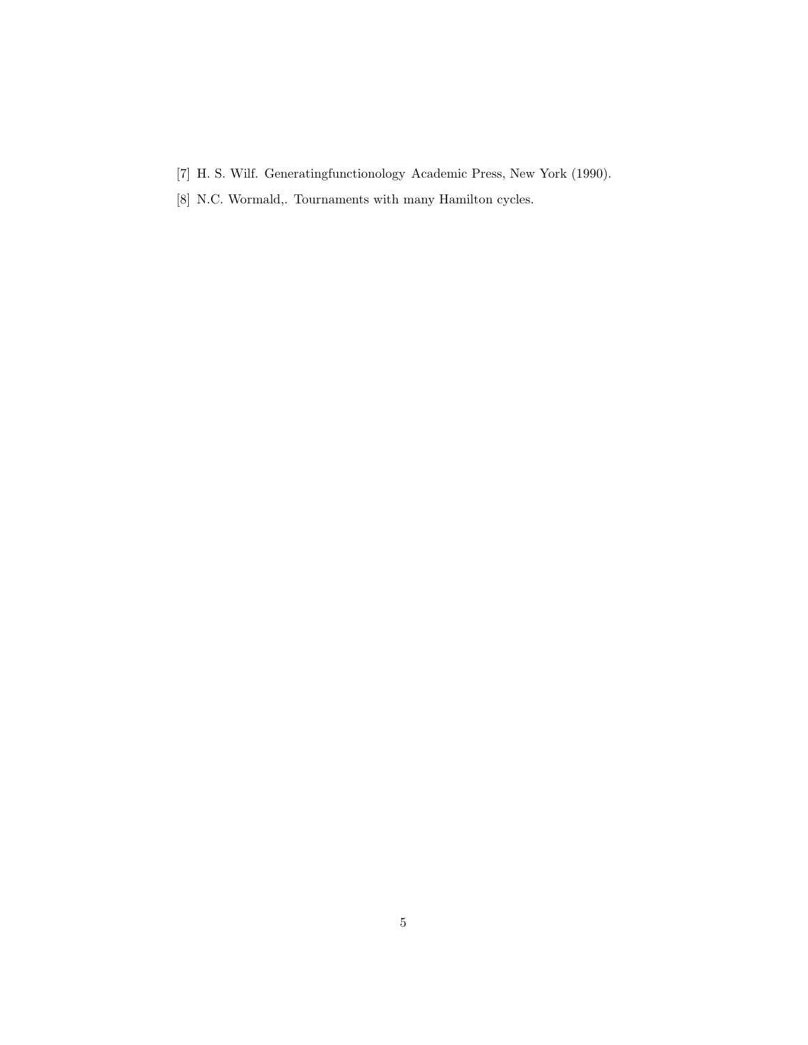[7] H. S. Wilf. Generatingfunctionology Academic Press, New York (1990).

[8] N.C. Wormald,. Tournaments with many Hamilton cycles.